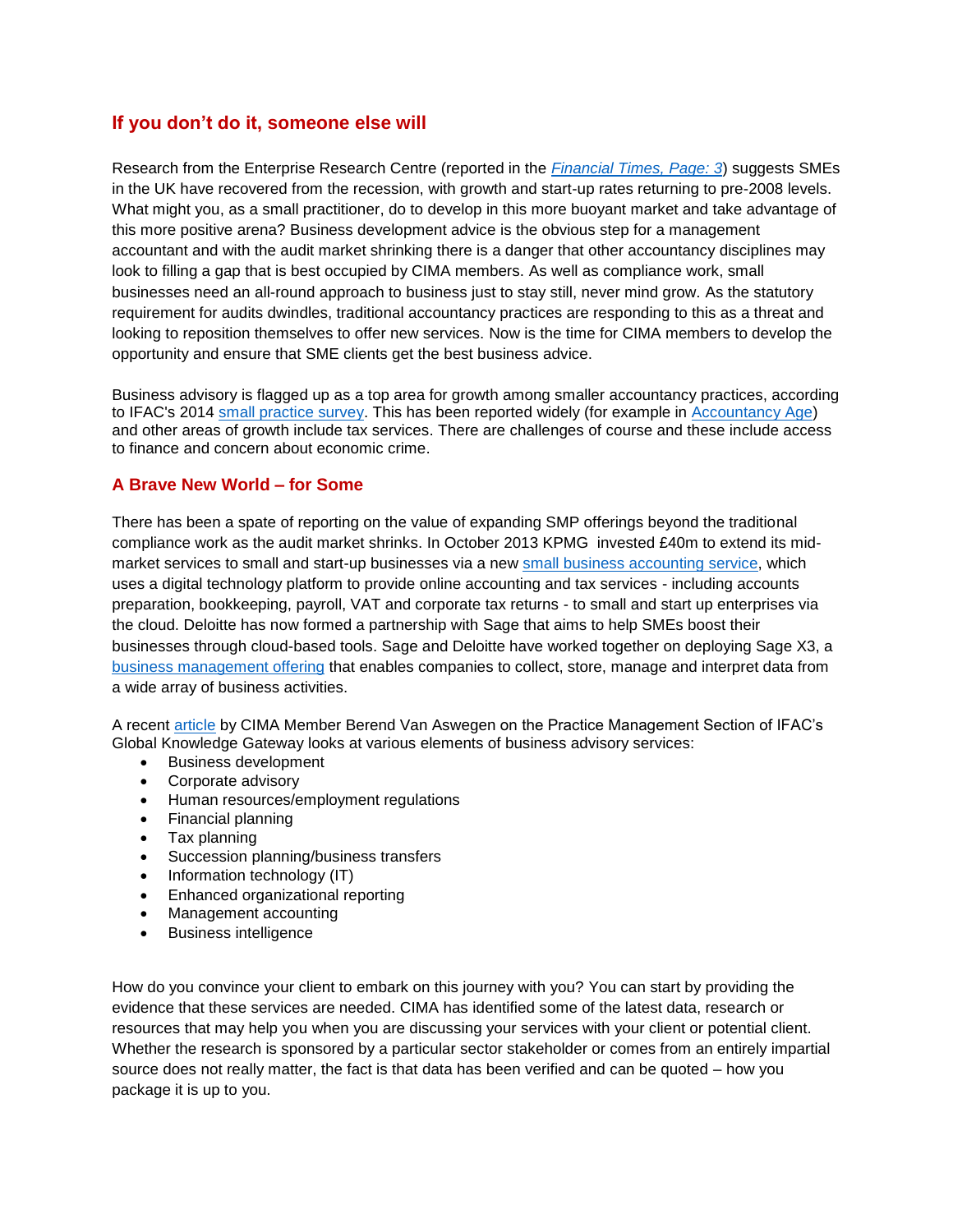## If you don't do it, someone else will

Research from the Enterprise Research Centre (reported in the *Financial Times, Page: 3*) suggests SMEs in the UK have recovered from the recession, with growth and start-up rates returning to pre-2008 levels. What might you, as a small practitioner, do to develop in this more buoyant market and take advantage of this more positive arena? Business development advice is the obvious step for a management accountant and with the audit market shrinking there is a danger that other accountancy disciplines may look to filling a gap that is best occupied by CIMA members. As well as compliance work, small businesses need an all-round approach to business just to stay still, never mind grow. As the statutory requirement for audits dwindles, traditional accountancy practices are responding to this as a threat and looking to reposition themselves to offer new services. Now is the time for CIMA members to develop the opportunity and ensure that SME clients get the best business advice.

Business advisory is flagged up as a top area for growth among smaller accountancy practices, according to IFAC's 2014 small practice survey. This has been reported widely (for example in Accountancy Age) and other areas of growth include tax services. There are challenges of course and these include access to finance and concern about economic crime.

## A Brave New World – for Some

There has been a spate of reporting on the value of expanding SMP offerings beyond the traditional compliance work as the audit market shrinks. In October 2013 KPMG invested £40m to extend its mid-market services to small and start-up businesses via a new small business accounting service, which uses a digital technology platform to provide online accounting and tax services - including accounts preparation, bookkeeping, payroll, VAT and corporate tax returns - to small and start up enterprises via the cloud. Deloitte has now formed a partnership with Sage that aims to help SMEs boost their businesses through cloud-based tools. Sage and Deloitte have worked together on deploying Sage X3, a business management offering that enables companies to collect, store, manage and interpret data from a wide array of business activities.

A recent article by CIMA Member Berend Van Aswegen on the Practice Management Section of IFAC's Global Knowledge Gateway looks at various elements of business advisory services:

- Business development
- Corporate advisory
- Human resources/employment regulations
- Financial planning
- Tax planning
- Succession planning/business transfers
- Information technology (IT)
- Enhanced organizational reporting
- Management accounting
- Business intelligence

How do you convince your client to embark on this journey with you? You can start by providing the evidence that these services are needed. CIMA has identified some of the latest data, research or resources that may help you when you are discussing your services with your client or potential client. Whether the research is sponsored by a particular sector stakeholder or comes from an entirely impartial source does not really matter, the fact is that data has been verified and can be quoted – how you package it is up to you.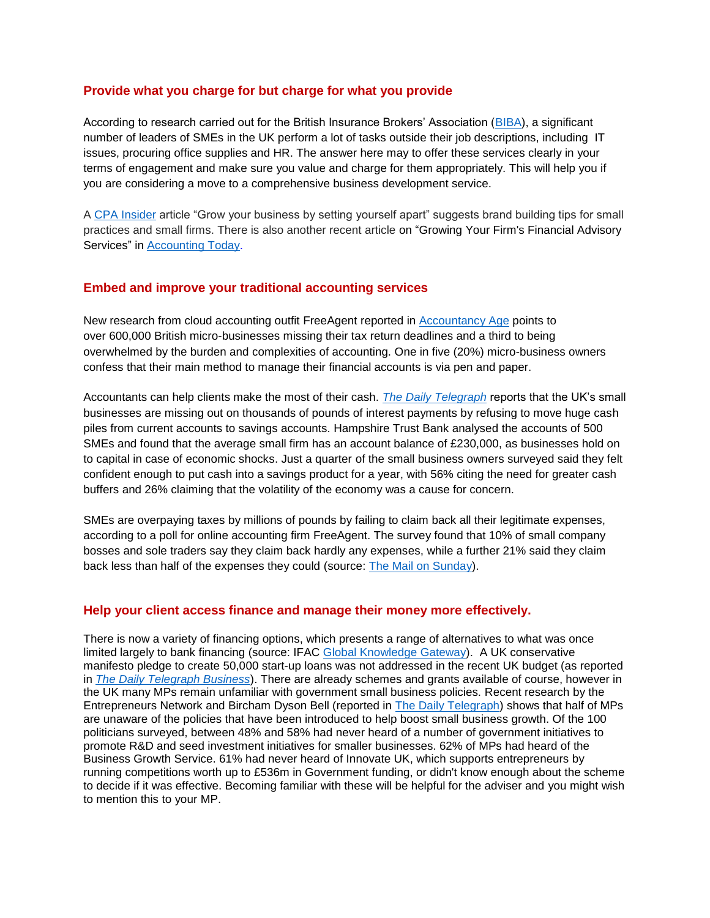## Provide what you charge for but charge for what you provide

According to research carried out for the British Insurance Brokers' Association (BIBA), a significant number of leaders of SMEs in the UK perform a lot of tasks outside their job descriptions, including IT issues, procuring office supplies and HR. The answer here may to offer these services clearly in your terms of engagement and make sure you value and charge for them appropriately. This will help you if you are considering a move to a comprehensive business development service.

A CPA Insider article "Grow your business by setting yourself apart" suggests brand building tips for small practices and small firms. There is also another recent article on "Growing Your Firm's Financial Advisory Services" in Accounting Today.

## Embed and improve your traditional accounting services

New research from cloud accounting outfit FreeAgent reported in Accountancy Age points to over 600,000 British micro-businesses missing their tax return deadlines and a third to being overwhelmed by the burden and complexities of accounting. One in five (20%) micro-business owners confess that their main method to manage their financial accounts is via pen and paper.

Accountants can help clients make the most of their cash. *The Daily Telegraph* reports that the UK's small businesses are missing out on thousands of pounds of interest payments by refusing to move huge cash piles from current accounts to savings accounts. Hampshire Trust Bank analysed the accounts of 500 SMEs and found that the average small firm has an account balance of £230,000, as businesses hold on to capital in case of economic shocks. Just a quarter of the small business owners surveyed said they felt confident enough to put cash into a savings product for a year, with 56% citing the need for greater cash buffers and 26% claiming that the volatility of the economy was a cause for concern.

SMEs are overpaying taxes by millions of pounds by failing to claim back all their legitimate expenses, according to a poll for online accounting firm FreeAgent. The survey found that 10% of small company bosses and sole traders say they claim back hardly any expenses, while a further 21% said they claim back less than half of the expenses they could (source: The Mail on Sunday).

## Help your client access finance and manage their money more effectively.

There is now a variety of financing options, which presents a range of alternatives to what was once limited largely to bank financing (source: IFAC Global Knowledge Gateway). A UK conservative manifesto pledge to create 50,000 start-up loans was not addressed in the recent UK budget (as reported in *The Daily Telegraph Business*). There are already schemes and grants available of course, however in the UK many MPs remain unfamiliar with government small business policies. Recent research by the Entrepreneurs Network and Bircham Dyson Bell (reported in The Daily Telegraph) shows that half of MPs are unaware of the policies that have been introduced to help boost small business growth. Of the 100 politicians surveyed, between 48% and 58% had never heard of a number of government initiatives to promote R&D and seed investment initiatives for smaller businesses. 62% of MPs had heard of the Business Growth Service. 61% had never heard of Innovate UK, which supports entrepreneurs by running competitions worth up to £536m in Government funding, or didn't know enough about the scheme to decide if it was effective. Becoming familiar with these will be helpful for the adviser and you might wish to mention this to your MP.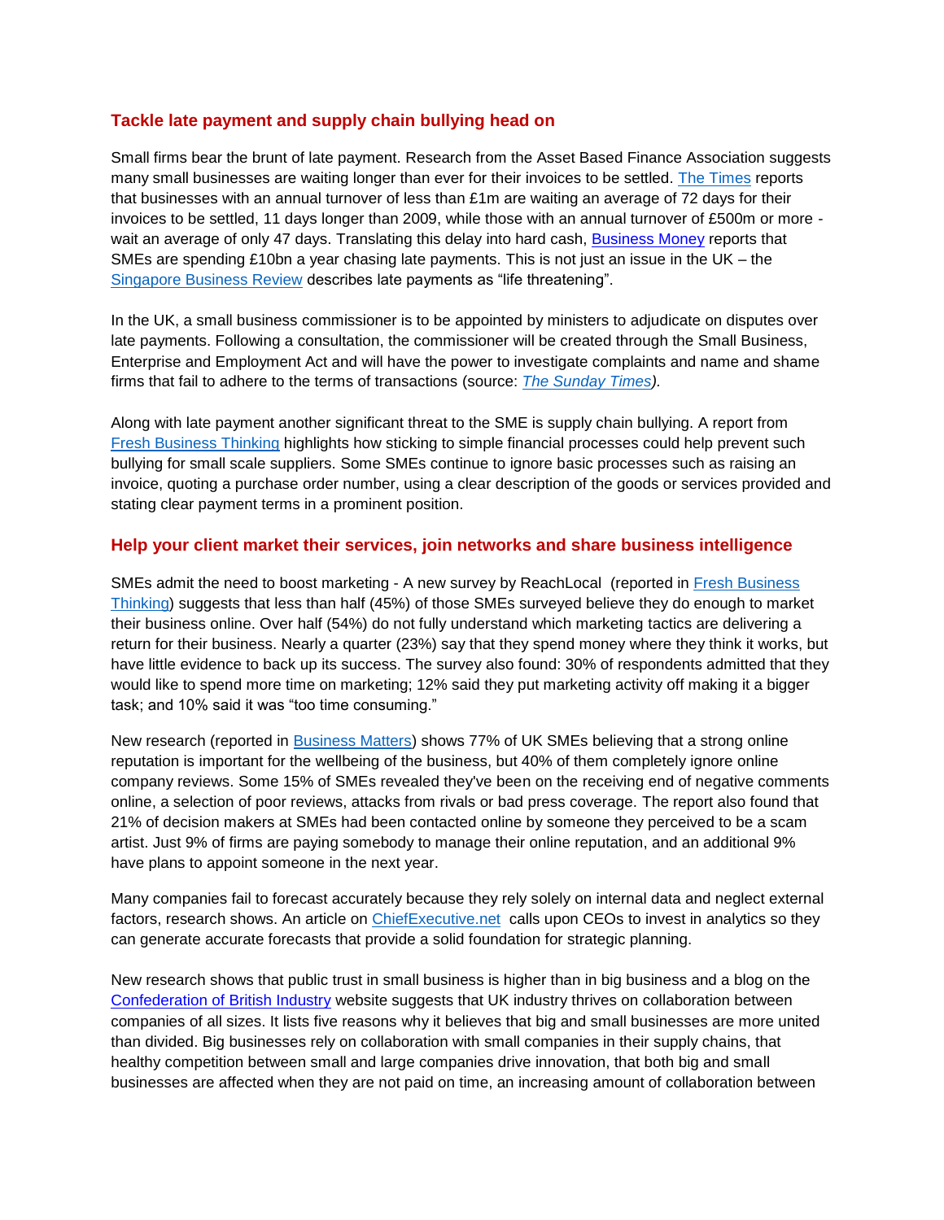## Tackle late payment and supply chain bullying head on

Small firms bear the brunt of late payment. Research from the Asset Based Finance Association suggests many small businesses are waiting longer than ever for their invoices to be settled. The Times reports that businesses with an annual turnover of less than £1m are waiting an average of 72 days for their invoices to be settled, 11 days longer than 2009, while those with an annual turnover of £500m or more - wait an average of only 47 days. Translating this delay into hard cash, Business Money reports that SMEs are spending £10bn a year chasing late payments. This is not just an issue in the UK – the Singapore Business Review describes late payments as “life threatening”.

In the UK, a small business commissioner is to be appointed by ministers to adjudicate on disputes over late payments. Following a consultation, the commissioner will be created through the Small Business, Enterprise and Employment Act and will have the power to investigate complaints and name and shame firms that fail to adhere to the terms of transactions (source: *The Sunday Times).*

Along with late payment another significant threat to the SME is supply chain bullying. A report from Fresh Business Thinking highlights how sticking to simple financial processes could help prevent such bullying for small scale suppliers. Some SMEs continue to ignore basic processes such as raising an invoice, quoting a purchase order number, using a clear description of the goods or services provided and stating clear payment terms in a prominent position.

## Help your client market their services, join networks and share business intelligence

SMEs admit the need to boost marketing - A new survey by ReachLocal (reported in Fresh Business Thinking) suggests that less than half (45%) of those SMEs surveyed believe they do enough to market their business online. Over half (54%) do not fully understand which marketing tactics are delivering a return for their business. Nearly a quarter (23%) say that they spend money where they think it works, but have little evidence to back up its success. The survey also found: 30% of respondents admitted that they would like to spend more time on marketing; 12% said they put marketing activity off making it a bigger task; and 10% said it was “too time consuming.”

New research (reported in Business Matters) shows 77% of UK SMEs believing that a strong online reputation is important for the wellbeing of the business, but 40% of them completely ignore online company reviews. Some 15% of SMEs revealed they've been on the receiving end of negative comments online, a selection of poor reviews, attacks from rivals or bad press coverage. The report also found that 21% of decision makers at SMEs had been contacted online by someone they perceived to be a scam artist. Just 9% of firms are paying somebody to manage their online reputation, and an additional 9% have plans to appoint someone in the next year.

Many companies fail to forecast accurately because they rely solely on internal data and neglect external factors, research shows. An article on ChiefExecutive.net calls upon CEOs to invest in analytics so they can generate accurate forecasts that provide a solid foundation for strategic planning.

New research shows that public trust in small business is higher than in big business and a blog on the Confederation of British Industry website suggests that UK industry thrives on collaboration between companies of all sizes. It lists five reasons why it believes that big and small businesses are more united than divided. Big businesses rely on collaboration with small companies in their supply chains, that healthy competition between small and large companies drive innovation, that both big and small businesses are affected when they are not paid on time, an increasing amount of collaboration between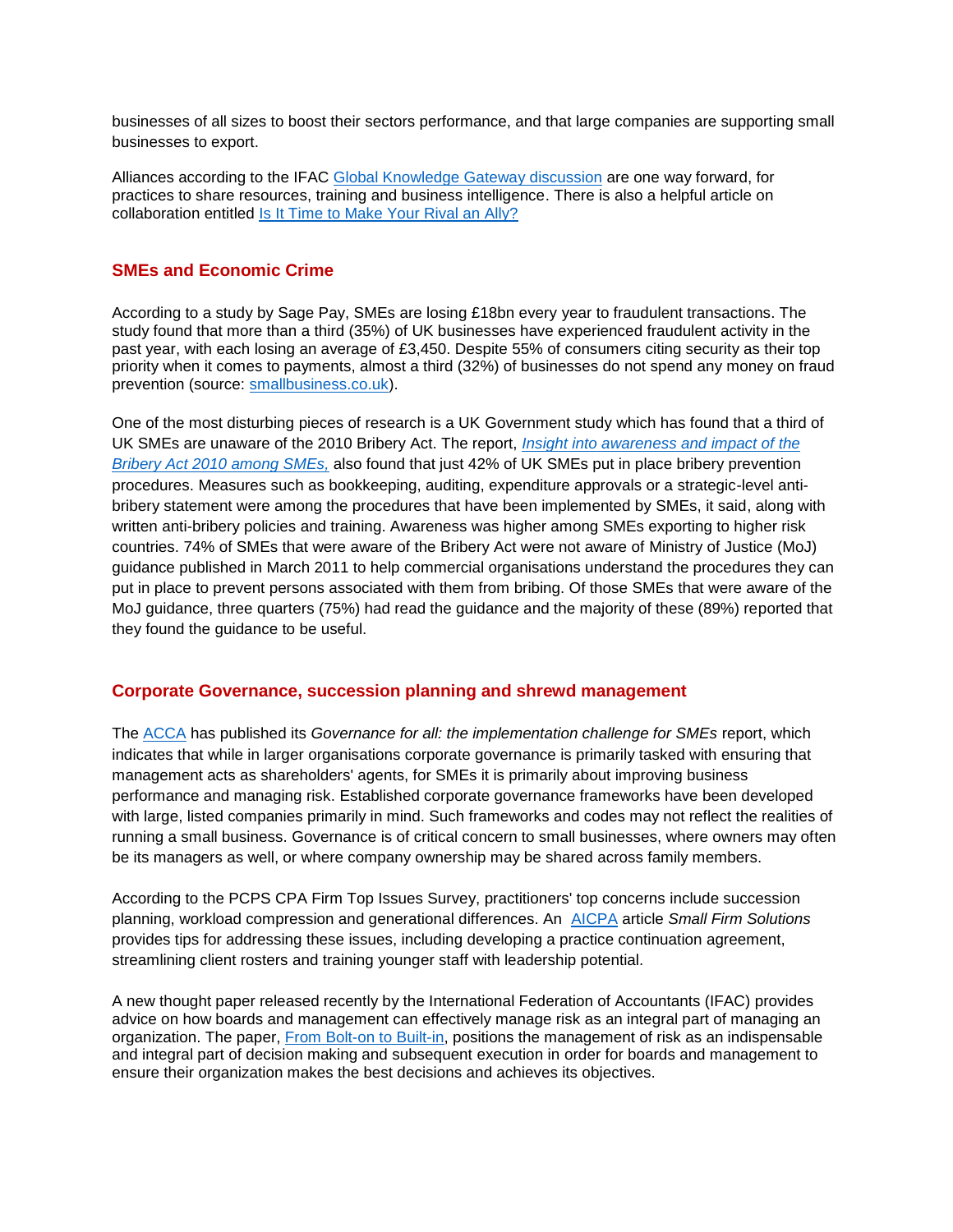businesses of all sizes to boost their sectors performance, and that large companies are supporting small businesses to export.

Alliances according to the IFAC Global Knowledge Gateway discussion are one way forward, for practices to share resources, training and business intelligence. There is also a helpful article on collaboration entitled Is It Time to Make Your Rival an Ally?

## SMEs and Economic Crime

According to a study by Sage Pay, SMEs are losing £18bn every year to fraudulent transactions. The study found that more than a third (35%) of UK businesses have experienced fraudulent activity in the past year, with each losing an average of £3,450. Despite 55% of consumers citing security as their top priority when it comes to payments, almost a third (32%) of businesses do not spend any money on fraud prevention (source: smallbusiness.co.uk).

One of the most disturbing pieces of research is a UK Government study which has found that a third of UK SMEs are unaware of the 2010 Bribery Act. The report, *Insight into awareness and impact of the Bribery Act 2010 among SMEs,* also found that just 42% of UK SMEs put in place bribery prevention procedures. Measures such as bookkeeping, auditing, expenditure approvals or a strategic-level anti-bribery statement were among the procedures that have been implemented by SMEs, it said, along with written anti-bribery policies and training. Awareness was higher among SMEs exporting to higher risk countries. 74% of SMEs that were aware of the Bribery Act were not aware of Ministry of Justice (MoJ) guidance published in March 2011 to help commercial organisations understand the procedures they can put in place to prevent persons associated with them from bribing. Of those SMEs that were aware of the MoJ guidance, three quarters (75%) had read the guidance and the majority of these (89%) reported that they found the guidance to be useful.

## Corporate Governance, succession planning and shrewd management

The ACCA has published its *Governance for all: the implementation challenge for SMEs* report, which indicates that while in larger organisations corporate governance is primarily tasked with ensuring that management acts as shareholders' agents, for SMEs it is primarily about improving business performance and managing risk. Established corporate governance frameworks have been developed with large, listed companies primarily in mind. Such frameworks and codes may not reflect the realities of running a small business. Governance is of critical concern to small businesses, where owners may often be its managers as well, or where company ownership may be shared across family members.

According to the PCPS CPA Firm Top Issues Survey, practitioners' top concerns include succession planning, workload compression and generational differences. An AICPA article *Small Firm Solutions* provides tips for addressing these issues, including developing a practice continuation agreement, streamlining client rosters and training younger staff with leadership potential.

A new thought paper released recently by the International Federation of Accountants (IFAC) provides advice on how boards and management can effectively manage risk as an integral part of managing an organization. The paper, From Bolt-on to Built-in, positions the management of risk as an indispensable and integral part of decision making and subsequent execution in order for boards and management to ensure their organization makes the best decisions and achieves its objectives.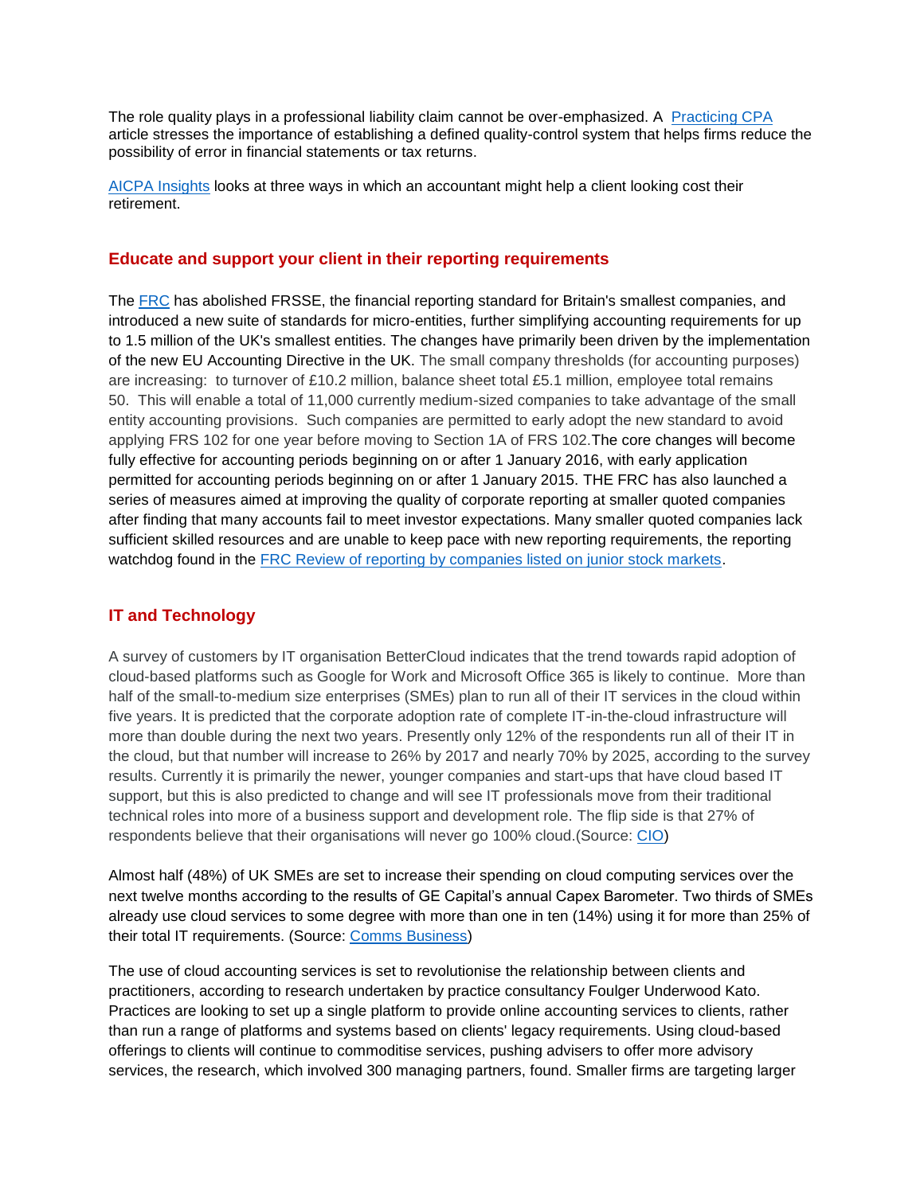The role quality plays in a professional liability claim cannot be over-emphasized. A Practicing CPA article stresses the importance of establishing a defined quality-control system that helps firms reduce the possibility of error in financial statements or tax returns.

AICPA Insights looks at three ways in which an accountant might help a client looking cost their retirement.

## Educate and support your client in their reporting requirements

The FRC has abolished FRSSE, the financial reporting standard for Britain's smallest companies, and introduced a new suite of standards for micro-entities, further simplifying accounting requirements for up to 1.5 million of the UK's smallest entities. The changes have primarily been driven by the implementation of the new EU Accounting Directive in the UK. The small company thresholds (for accounting purposes) are increasing: to turnover of £10.2 million, balance sheet total £5.1 million, employee total remains 50. This will enable a total of 11,000 currently medium-sized companies to take advantage of the small entity accounting provisions. Such companies are permitted to early adopt the new standard to avoid applying FRS 102 for one year before moving to Section 1A of FRS 102.The core changes will become fully effective for accounting periods beginning on or after 1 January 2016, with early application permitted for accounting periods beginning on or after 1 January 2015. THE FRC has also launched a series of measures aimed at improving the quality of corporate reporting at smaller quoted companies after finding that many accounts fail to meet investor expectations. Many smaller quoted companies lack sufficient skilled resources and are unable to keep pace with new reporting requirements, the reporting watchdog found in the FRC Review of reporting by companies listed on junior stock markets.

## IT and Technology

A survey of customers by IT organisation BetterCloud indicates that the trend towards rapid adoption of cloud-based platforms such as Google for Work and Microsoft Office 365 is likely to continue. More than half of the small-to-medium size enterprises (SMEs) plan to run all of their IT services in the cloud within five years. It is predicted that the corporate adoption rate of complete IT-in-the-cloud infrastructure will more than double during the next two years. Presently only 12% of the respondents run all of their IT in the cloud, but that number will increase to 26% by 2017 and nearly 70% by 2025, according to the survey results. Currently it is primarily the newer, younger companies and start-ups that have cloud based IT support, but this is also predicted to change and will see IT professionals move from their traditional technical roles into more of a business support and development role. The flip side is that 27% of respondents believe that their organisations will never go 100% cloud.(Source: CIO)

Almost half (48%) of UK SMEs are set to increase their spending on cloud computing services over the next twelve months according to the results of GE Capital's annual Capex Barometer. Two thirds of SMEs already use cloud services to some degree with more than one in ten (14%) using it for more than 25% of their total IT requirements. (Source: Comms Business)

The use of cloud accounting services is set to revolutionise the relationship between clients and practitioners, according to research undertaken by practice consultancy Foulger Underwood Kato. Practices are looking to set up a single platform to provide online accounting services to clients, rather than run a range of platforms and systems based on clients' legacy requirements. Using cloud-based offerings to clients will continue to commoditise services, pushing advisers to offer more advisory services, the research, which involved 300 managing partners, found. Smaller firms are targeting larger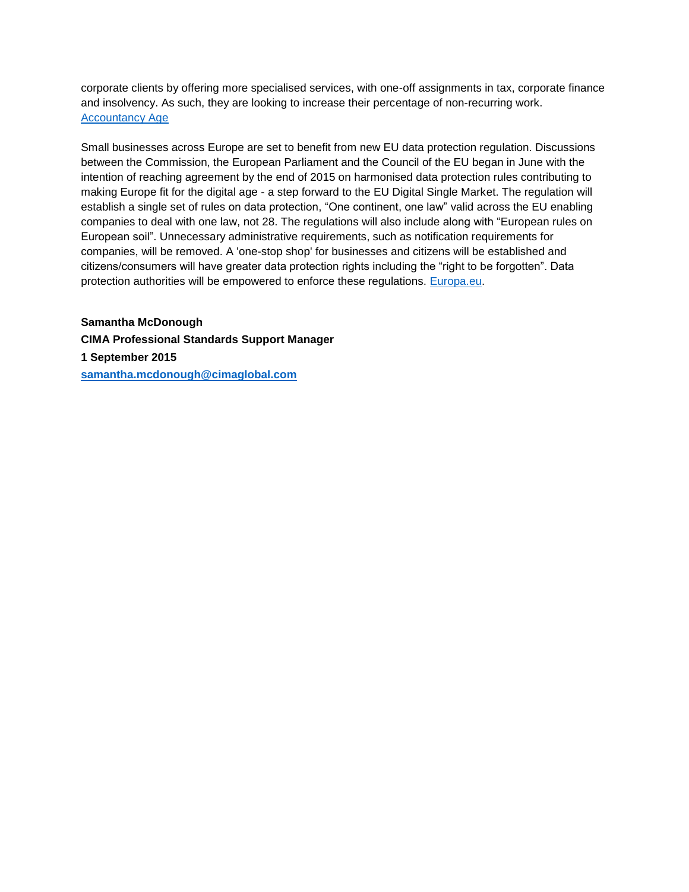corporate clients by offering more specialised services, with one-off assignments in tax, corporate finance and insolvency. As such, they are looking to increase their percentage of non-recurring work. Accountancy Age

Small businesses across Europe are set to benefit from new EU data protection regulation. Discussions between the Commission, the European Parliament and the Council of the EU began in June with the intention of reaching agreement by the end of 2015 on harmonised data protection rules contributing to making Europe fit for the digital age - a step forward to the EU Digital Single Market. The regulation will establish a single set of rules on data protection, "One continent, one law" valid across the EU enabling companies to deal with one law, not 28. The regulations will also include along with "European rules on European soil". Unnecessary administrative requirements, such as notification requirements for companies, will be removed. A 'one-stop shop' for businesses and citizens will be established and citizens/consumers will have greater data protection rights including the "right to be forgotten". Data protection authorities will be empowered to enforce these regulations. Europa.eu.

**Samantha McDonough**
**CIMA Professional Standards Support Manager**
**1 September 2015**
**samantha.mcdonough@cimaglobal.com**